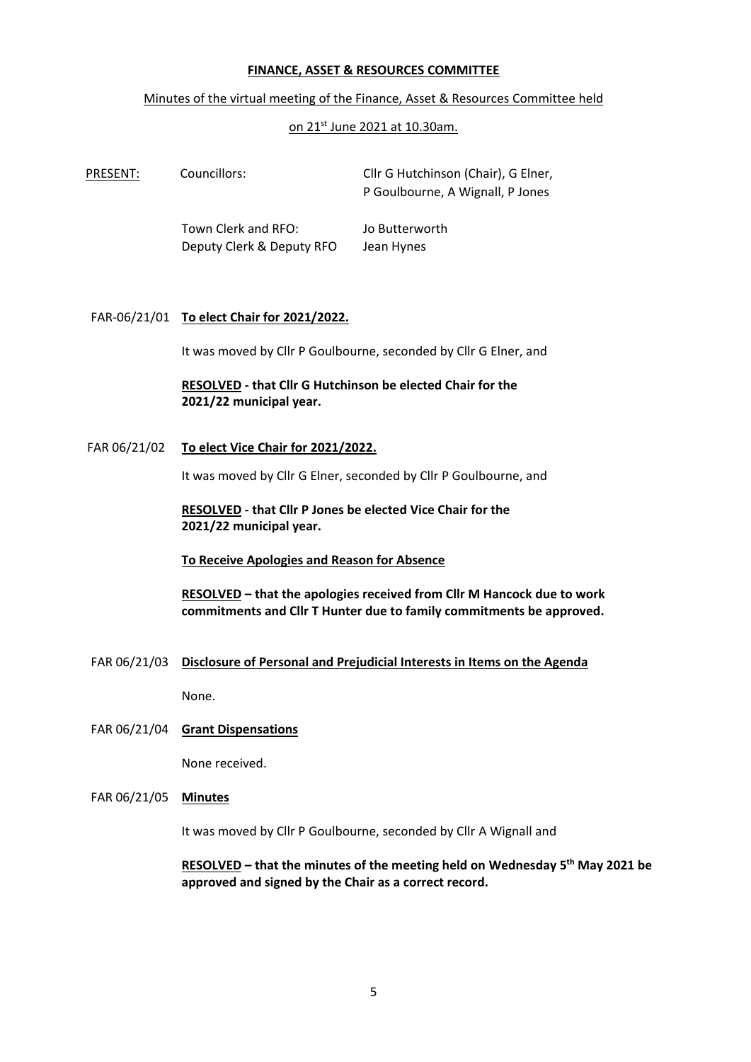# FINANCE, ASSET & RESOURCES COMMITTEE

Minutes of the virtual meeting of the Finance, Asset & Resources Committee held

on 21st June 2021 at 10.30am.

| PRESENT: | Councillors: | Cllr G Hutchinson (Chair), G Elner, P Goulbourne, A Wignall, P Jones |
|---|---|---|
| | Town Clerk and RFO: | Jo Butterworth |
| | Deputy Clerk & Deputy RFO | Jean Hynes |

**FAR-06/21/01 To elect Chair for 2021/2022.**

It was moved by Cllr P Goulbourne, seconded by Cllr G Elner, and

**RESOLVED - that Cllr G Hutchinson be elected Chair for the 2021/22 municipal year.**

**FAR 06/21/02 To elect Vice Chair for 2021/2022.**

It was moved by Cllr G Elner, seconded by Cllr P Goulbourne, and

**RESOLVED - that Cllr P Jones be elected Vice Chair for the 2021/22 municipal year.**

**To Receive Apologies and Reason for Absence**

**RESOLVED – that the apologies received from Cllr M Hancock due to work commitments and Cllr T Hunter due to family commitments be approved.**

**FAR 06/21/03 Disclosure of Personal and Prejudicial Interests in Items on the Agenda**

None.

**FAR 06/21/04 Grant Dispensations**

None received.

**FAR 06/21/05 Minutes**

It was moved by Cllr P Goulbourne, seconded by Cllr A Wignall and

**RESOLVED – that the minutes of the meeting held on Wednesday 5th May 2021 be approved and signed by the Chair as a correct record.**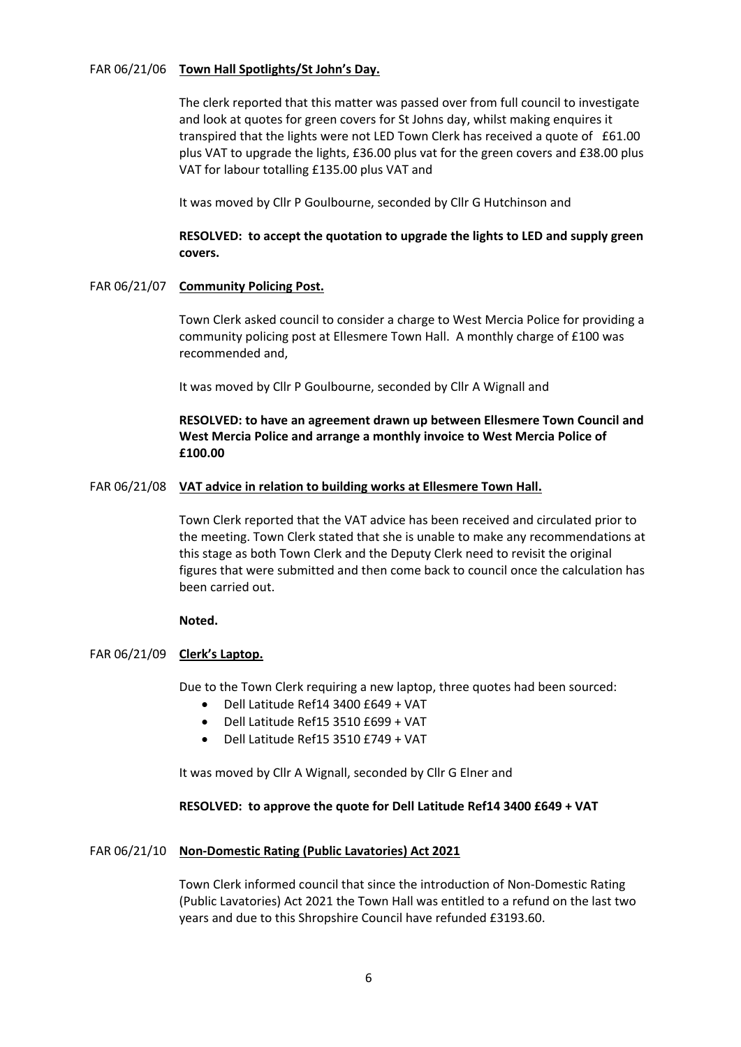FAR 06/21/06 **Town Hall Spotlights/St John's Day.**

The clerk reported that this matter was passed over from full council to investigate and look at quotes for green covers for St Johns day, whilst making enquires it transpired that the lights were not LED Town Clerk has received a quote of £61.00 plus VAT to upgrade the lights, £36.00 plus vat for the green covers and £38.00 plus VAT for labour totalling £135.00 plus VAT and

It was moved by Cllr P Goulbourne, seconded by Cllr G Hutchinson and

**RESOLVED: to accept the quotation to upgrade the lights to LED and supply green covers.**

FAR 06/21/07 **Community Policing Post.**

Town Clerk asked council to consider a charge to West Mercia Police for providing a community policing post at Ellesmere Town Hall. A monthly charge of £100 was recommended and,

It was moved by Cllr P Goulbourne, seconded by Cllr A Wignall and

**RESOLVED: to have an agreement drawn up between Ellesmere Town Council and West Mercia Police and arrange a monthly invoice to West Mercia Police of £100.00**

FAR 06/21/08 **VAT advice in relation to building works at Ellesmere Town Hall.**

Town Clerk reported that the VAT advice has been received and circulated prior to the meeting. Town Clerk stated that she is unable to make any recommendations at this stage as both Town Clerk and the Deputy Clerk need to revisit the original figures that were submitted and then come back to council once the calculation has been carried out.

**Noted.**

FAR 06/21/09 **Clerk's Laptop.**

Due to the Town Clerk requiring a new laptop, three quotes had been sourced:

- Dell Latitude Ref14 3400 £649 + VAT
- Dell Latitude Ref15 3510 £699 + VAT
- Dell Latitude Ref15 3510 £749 + VAT

It was moved by Cllr A Wignall, seconded by Cllr G Elner and

**RESOLVED: to approve the quote for Dell Latitude Ref14 3400 £649 + VAT**

FAR 06/21/10 **Non-Domestic Rating (Public Lavatories) Act 2021**

Town Clerk informed council that since the introduction of Non-Domestic Rating (Public Lavatories) Act 2021 the Town Hall was entitled to a refund on the last two years and due to this Shropshire Council have refunded £3193.60.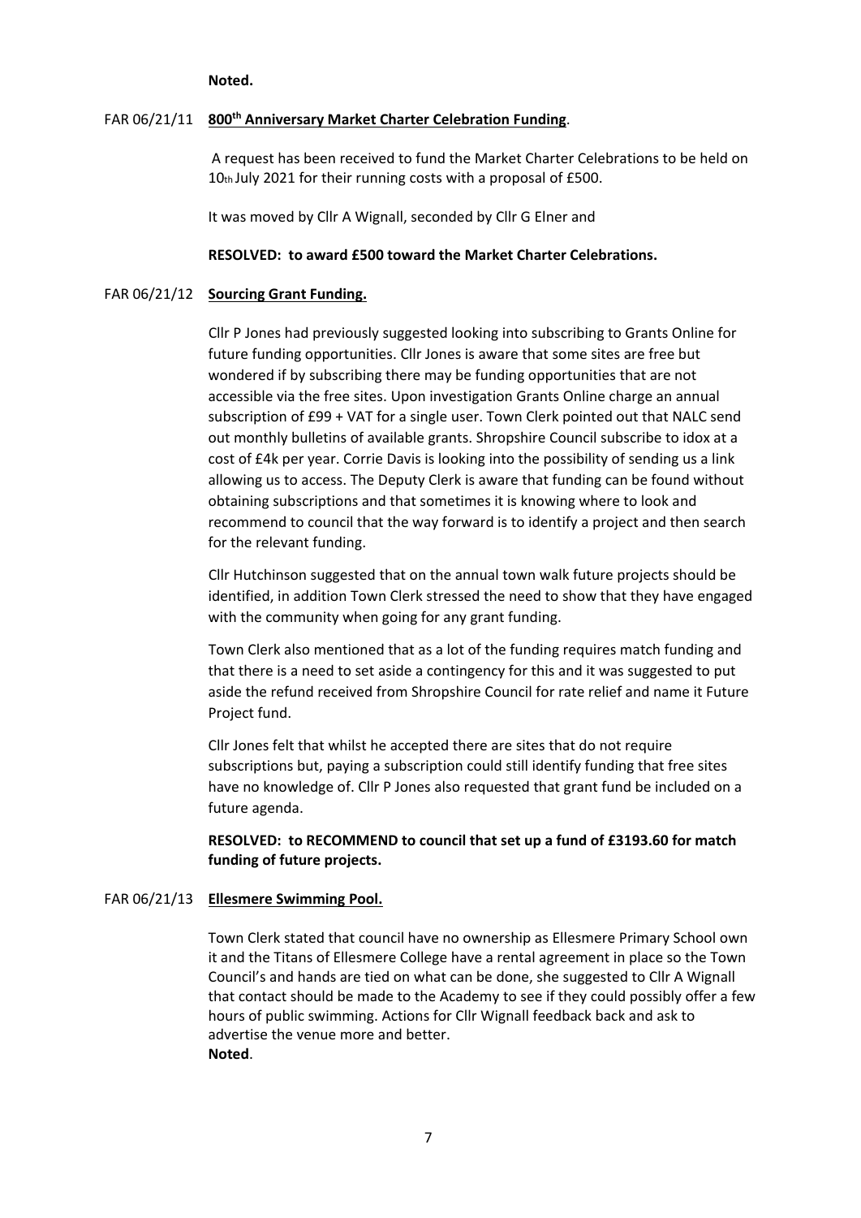**Noted.**

FAR 06/21/11 **<u>800th Anniversary Market Charter Celebration Funding</u>**.

A request has been received to fund the Market Charter Celebrations to be held on 10th July 2021 for their running costs with a proposal of £500.

It was moved by Cllr A Wignall, seconded by Cllr G Elner and

**RESOLVED: to award £500 toward the Market Charter Celebrations.**

FAR 06/21/12 **<u>Sourcing Grant Funding.</u>**

Cllr P Jones had previously suggested looking into subscribing to Grants Online for future funding opportunities. Cllr Jones is aware that some sites are free but wondered if by subscribing there may be funding opportunities that are not accessible via the free sites. Upon investigation Grants Online charge an annual subscription of £99 + VAT for a single user. Town Clerk pointed out that NALC send out monthly bulletins of available grants. Shropshire Council subscribe to idox at a cost of £4k per year. Corrie Davis is looking into the possibility of sending us a link allowing us to access. The Deputy Clerk is aware that funding can be found without obtaining subscriptions and that sometimes it is knowing where to look and recommend to council that the way forward is to identify a project and then search for the relevant funding.

Cllr Hutchinson suggested that on the annual town walk future projects should be identified, in addition Town Clerk stressed the need to show that they have engaged with the community when going for any grant funding.

Town Clerk also mentioned that as a lot of the funding requires match funding and that there is a need to set aside a contingency for this and it was suggested to put aside the refund received from Shropshire Council for rate relief and name it Future Project fund.

Cllr Jones felt that whilst he accepted there are sites that do not require subscriptions but, paying a subscription could still identify funding that free sites have no knowledge of. Cllr P Jones also requested that grant fund be included on a future agenda.

**RESOLVED: to RECOMMEND to council that set up a fund of £3193.60 for match funding of future projects.**

FAR 06/21/13 **<u>Ellesmere Swimming Pool.</u>**

Town Clerk stated that council have no ownership as Ellesmere Primary School own it and the Titans of Ellesmere College have a rental agreement in place so the Town Council's and hands are tied on what can be done, she suggested to Cllr A Wignall that contact should be made to the Academy to see if they could possibly offer a few hours of public swimming. Actions for Cllr Wignall feedback back and ask to advertise the venue more and better.
**Noted**.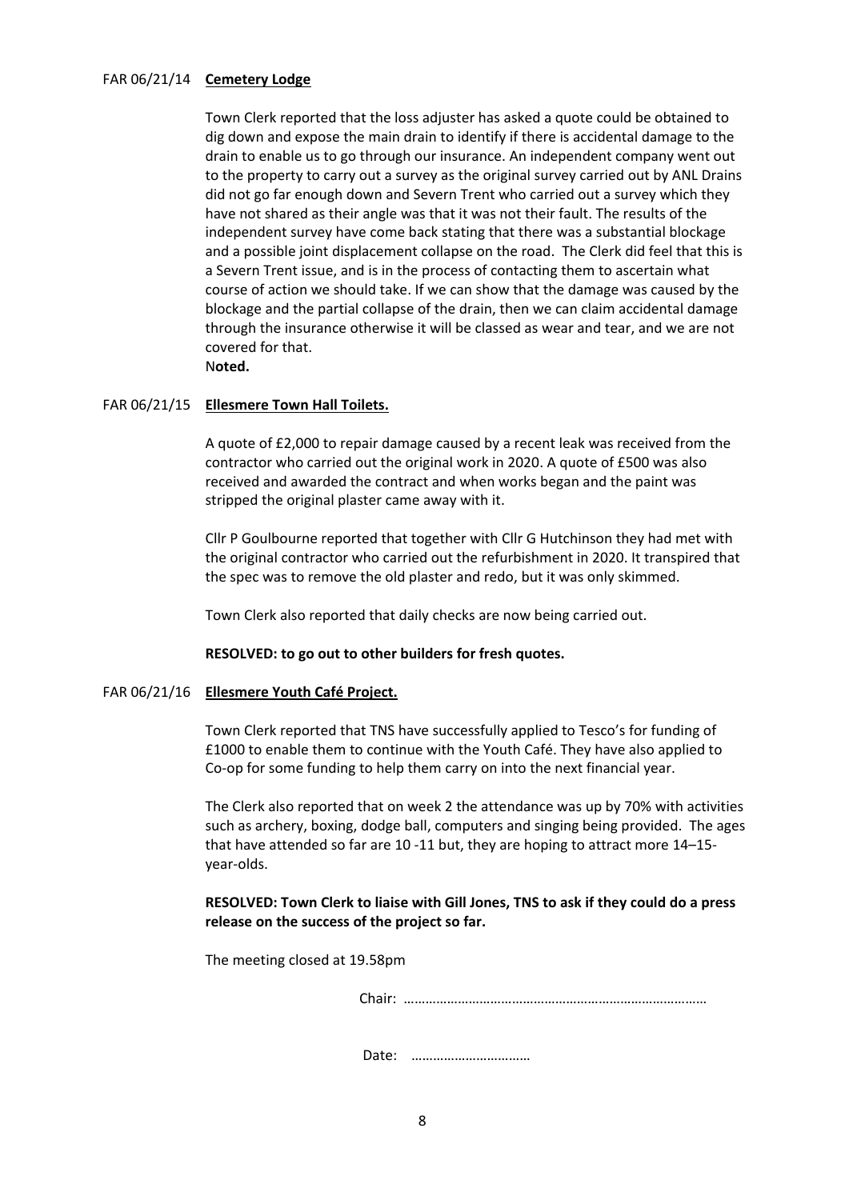FAR 06/21/14 **Cemetery Lodge**

Town Clerk reported that the loss adjuster has asked a quote could be obtained to dig down and expose the main drain to identify if there is accidental damage to the drain to enable us to go through our insurance. An independent company went out to the property to carry out a survey as the original survey carried out by ANL Drains did not go far enough down and Severn Trent who carried out a survey which they have not shared as their angle was that it was not their fault. The results of the independent survey have come back stating that there was a substantial blockage and a possible joint displacement collapse on the road. The Clerk did feel that this is a Severn Trent issue, and is in the process of contacting them to ascertain what course of action we should take. If we can show that the damage was caused by the blockage and the partial collapse of the drain, then we can claim accidental damage through the insurance otherwise it will be classed as wear and tear, and we are not covered for that.
N**oted.**

FAR 06/21/15 **Ellesmere Town Hall Toilets.**

A quote of £2,000 to repair damage caused by a recent leak was received from the contractor who carried out the original work in 2020. A quote of £500 was also received and awarded the contract and when works began and the paint was stripped the original plaster came away with it.

Cllr P Goulbourne reported that together with Cllr G Hutchinson they had met with the original contractor who carried out the refurbishment in 2020. It transpired that the spec was to remove the old plaster and redo, but it was only skimmed.

Town Clerk also reported that daily checks are now being carried out.

**RESOLVED: to go out to other builders for fresh quotes.**

FAR 06/21/16 **Ellesmere Youth Café Project.**

Town Clerk reported that TNS have successfully applied to Tesco's for funding of £1000 to enable them to continue with the Youth Café. They have also applied to Co-op for some funding to help them carry on into the next financial year.

The Clerk also reported that on week 2 the attendance was up by 70% with activities such as archery, boxing, dodge ball, computers and singing being provided. The ages that have attended so far are 10 -11 but, they are hoping to attract more 14–15-year-olds.

**RESOLVED: Town Clerk to liaise with Gill Jones, TNS to ask if they could do a press release on the success of the project so far.**

The meeting closed at 19.58pm

Chair: ………………………………………………………………………

Date: ……………………………